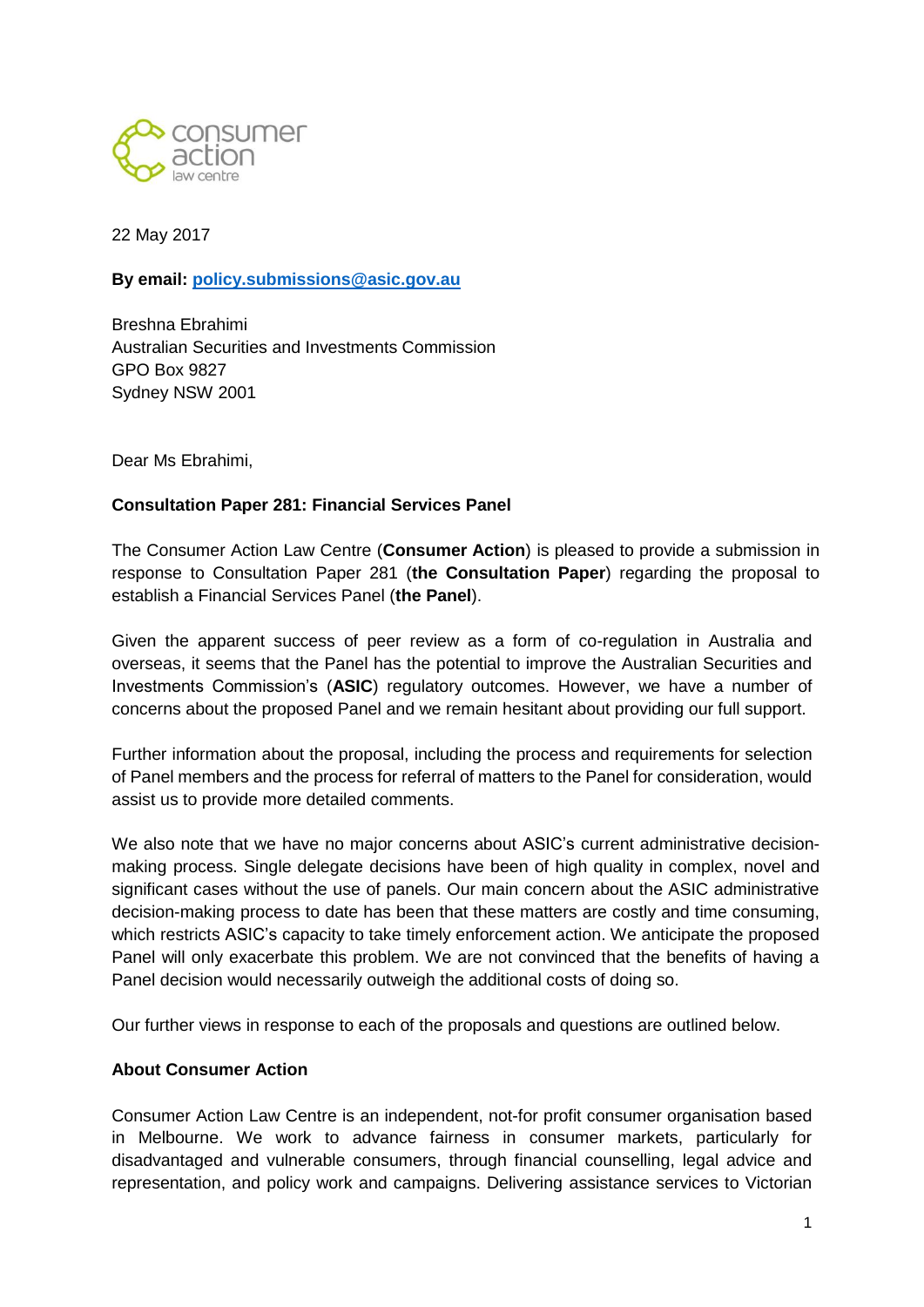consumer action law centre

22 May 2017

**By email: policy.submissions@asic.gov.au**

Breshna Ebrahimi
Australian Securities and Investments Commission
GPO Box 9827
Sydney NSW 2001

Dear Ms Ebrahimi,

**Consultation Paper 281: Financial Services Panel**

The Consumer Action Law Centre (**Consumer Action**) is pleased to provide a submission in response to Consultation Paper 281 (**the Consultation Paper**) regarding the proposal to establish a Financial Services Panel (**the Panel**).

Given the apparent success of peer review as a form of co-regulation in Australia and overseas, it seems that the Panel has the potential to improve the Australian Securities and Investments Commission's (**ASIC**) regulatory outcomes. However, we have a number of concerns about the proposed Panel and we remain hesitant about providing our full support.

Further information about the proposal, including the process and requirements for selection of Panel members and the process for referral of matters to the Panel for consideration, would assist us to provide more detailed comments.

We also note that we have no major concerns about ASIC's current administrative decision-making process. Single delegate decisions have been of high quality in complex, novel and significant cases without the use of panels. Our main concern about the ASIC administrative decision-making process to date has been that these matters are costly and time consuming, which restricts ASIC's capacity to take timely enforcement action. We anticipate the proposed Panel will only exacerbate this problem. We are not convinced that the benefits of having a Panel decision would necessarily outweigh the additional costs of doing so.

Our further views in response to each of the proposals and questions are outlined below.

**About Consumer Action**

Consumer Action Law Centre is an independent, not-for profit consumer organisation based in Melbourne. We work to advance fairness in consumer markets, particularly for disadvantaged and vulnerable consumers, through financial counselling, legal advice and representation, and policy work and campaigns. Delivering assistance services to Victorian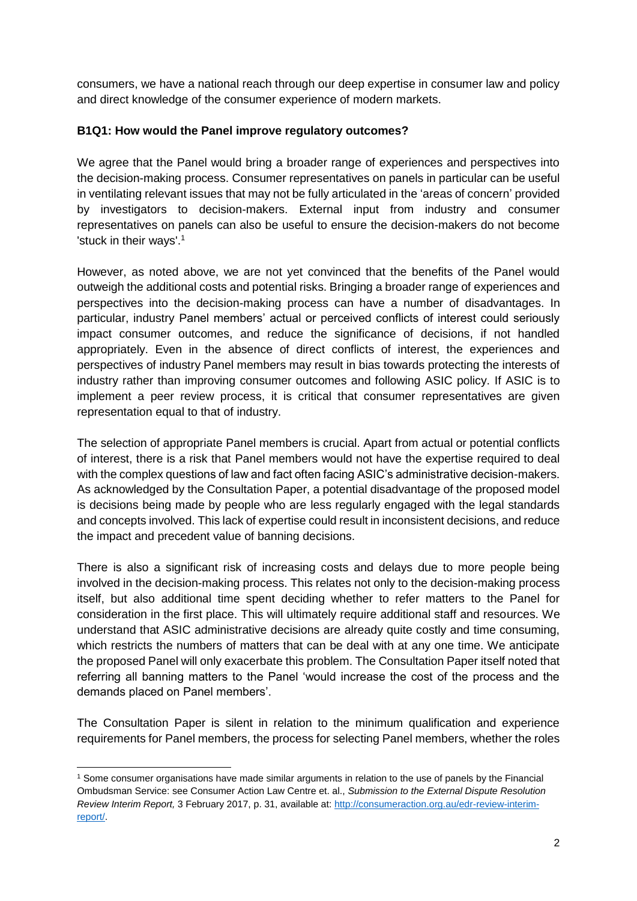consumers, we have a national reach through our deep expertise in consumer law and policy and direct knowledge of the consumer experience of modern markets.

**B1Q1: How would the Panel improve regulatory outcomes?**

We agree that the Panel would bring a broader range of experiences and perspectives into the decision-making process. Consumer representatives on panels in particular can be useful in ventilating relevant issues that may not be fully articulated in the 'areas of concern' provided by investigators to decision-makers. External input from industry and consumer representatives on panels can also be useful to ensure the decision-makers do not become 'stuck in their ways'.[1]

However, as noted above, we are not yet convinced that the benefits of the Panel would outweigh the additional costs and potential risks. Bringing a broader range of experiences and perspectives into the decision-making process can have a number of disadvantages. In particular, industry Panel members' actual or perceived conflicts of interest could seriously impact consumer outcomes, and reduce the significance of decisions, if not handled appropriately. Even in the absence of direct conflicts of interest, the experiences and perspectives of industry Panel members may result in bias towards protecting the interests of industry rather than improving consumer outcomes and following ASIC policy. If ASIC is to implement a peer review process, it is critical that consumer representatives are given representation equal to that of industry.

The selection of appropriate Panel members is crucial. Apart from actual or potential conflicts of interest, there is a risk that Panel members would not have the expertise required to deal with the complex questions of law and fact often facing ASIC's administrative decision-makers. As acknowledged by the Consultation Paper, a potential disadvantage of the proposed model is decisions being made by people who are less regularly engaged with the legal standards and concepts involved. This lack of expertise could result in inconsistent decisions, and reduce the impact and precedent value of banning decisions.

There is also a significant risk of increasing costs and delays due to more people being involved in the decision-making process. This relates not only to the decision-making process itself, but also additional time spent deciding whether to refer matters to the Panel for consideration in the first place. This will ultimately require additional staff and resources. We understand that ASIC administrative decisions are already quite costly and time consuming, which restricts the numbers of matters that can be deal with at any one time. We anticipate the proposed Panel will only exacerbate this problem. The Consultation Paper itself noted that referring all banning matters to the Panel 'would increase the cost of the process and the demands placed on Panel members'.

The Consultation Paper is silent in relation to the minimum qualification and experience requirements for Panel members, the process for selecting Panel members, whether the roles

[1] Some consumer organisations have made similar arguments in relation to the use of panels by the Financial Ombudsman Service: see Consumer Action Law Centre et. al., *Submission to the External Dispute Resolution Review Interim Report,* 3 February 2017, p. 31, available at: [http://consumeraction.org.au/edr-review-interim-report/](http://consumeraction.org.au/edr-review-interim-report/).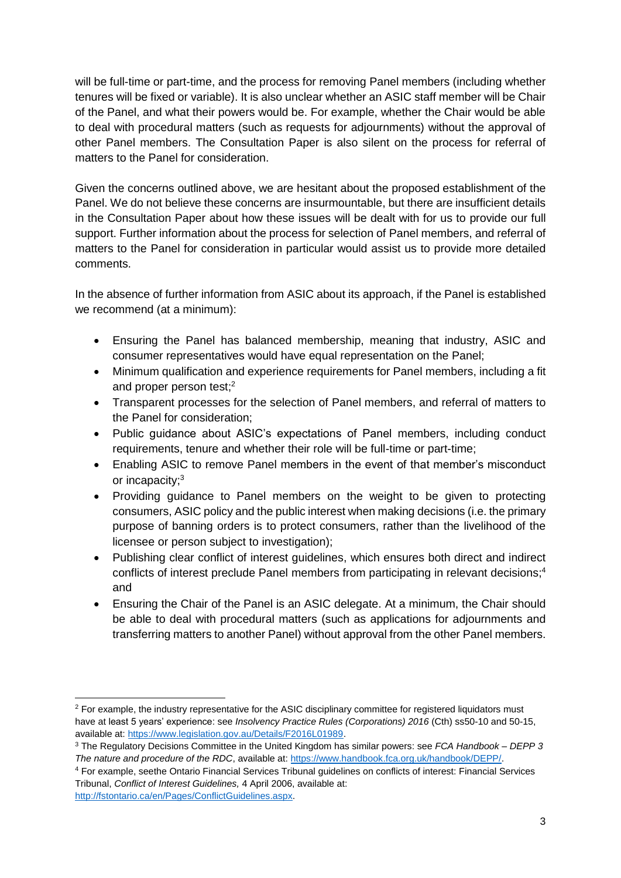will be full-time or part-time, and the process for removing Panel members (including whether tenures will be fixed or variable). It is also unclear whether an ASIC staff member will be Chair of the Panel, and what their powers would be. For example, whether the Chair would be able to deal with procedural matters (such as requests for adjournments) without the approval of other Panel members. The Consultation Paper is also silent on the process for referral of matters to the Panel for consideration.

Given the concerns outlined above, we are hesitant about the proposed establishment of the Panel. We do not believe these concerns are insurmountable, but there are insufficient details in the Consultation Paper about how these issues will be dealt with for us to provide our full support. Further information about the process for selection of Panel members, and referral of matters to the Panel for consideration in particular would assist us to provide more detailed comments.

In the absence of further information from ASIC about its approach, if the Panel is established we recommend (at a minimum):

- Ensuring the Panel has balanced membership, meaning that industry, ASIC and consumer representatives would have equal representation on the Panel;
- Minimum qualification and experience requirements for Panel members, including a fit and proper person test;[2]
- Transparent processes for the selection of Panel members, and referral of matters to the Panel for consideration;
- Public guidance about ASIC's expectations of Panel members, including conduct requirements, tenure and whether their role will be full-time or part-time;
- Enabling ASIC to remove Panel members in the event of that member's misconduct or incapacity;[3]
- Providing guidance to Panel members on the weight to be given to protecting consumers, ASIC policy and the public interest when making decisions (i.e. the primary purpose of banning orders is to protect consumers, rather than the livelihood of the licensee or person subject to investigation);
- Publishing clear conflict of interest guidelines, which ensures both direct and indirect conflicts of interest preclude Panel members from participating in relevant decisions;[4] and
- Ensuring the Chair of the Panel is an ASIC delegate. At a minimum, the Chair should be able to deal with procedural matters (such as applications for adjournments and transferring matters to another Panel) without approval from the other Panel members.

---

[2] For example, the industry representative for the ASIC disciplinary committee for registered liquidators must have at least 5 years' experience: see *Insolvency Practice Rules (Corporations) 2016* (Cth) ss50-10 and 50-15, available at: https://www.legislation.gov.au/Details/F2016L01989.

[3] The Regulatory Decisions Committee in the United Kingdom has similar powers: see *FCA Handbook – DEPP 3 The nature and procedure of the RDC*, available at: https://www.handbook.fca.org.uk/handbook/DEPP/.

[4] For example, seethe Ontario Financial Services Tribunal guidelines on conflicts of interest: Financial Services Tribunal, *Conflict of Interest Guidelines,* 4 April 2006, available at: http://fstontario.ca/en/Pages/ConflictGuidelines.aspx.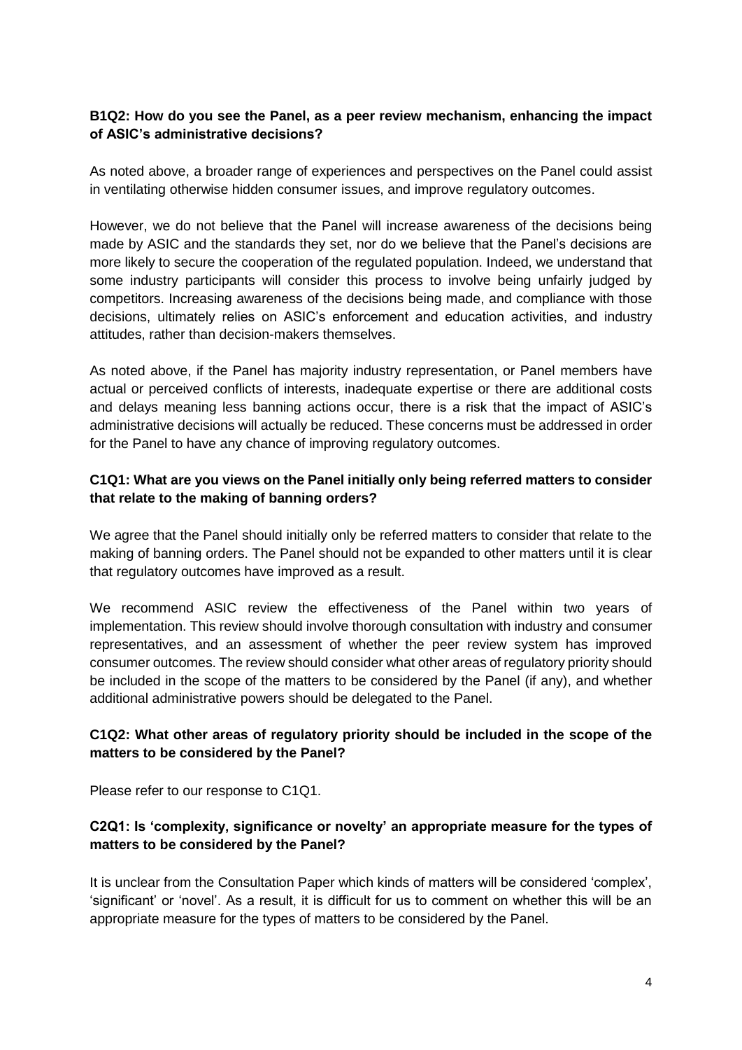**B1Q2: How do you see the Panel, as a peer review mechanism, enhancing the impact of ASIC's administrative decisions?**

As noted above, a broader range of experiences and perspectives on the Panel could assist in ventilating otherwise hidden consumer issues, and improve regulatory outcomes.

However, we do not believe that the Panel will increase awareness of the decisions being made by ASIC and the standards they set, nor do we believe that the Panel's decisions are more likely to secure the cooperation of the regulated population. Indeed, we understand that some industry participants will consider this process to involve being unfairly judged by competitors. Increasing awareness of the decisions being made, and compliance with those decisions, ultimately relies on ASIC's enforcement and education activities, and industry attitudes, rather than decision-makers themselves.

As noted above, if the Panel has majority industry representation, or Panel members have actual or perceived conflicts of interests, inadequate expertise or there are additional costs and delays meaning less banning actions occur, there is a risk that the impact of ASIC's administrative decisions will actually be reduced. These concerns must be addressed in order for the Panel to have any chance of improving regulatory outcomes.

**C1Q1: What are you views on the Panel initially only being referred matters to consider that relate to the making of banning orders?**

We agree that the Panel should initially only be referred matters to consider that relate to the making of banning orders. The Panel should not be expanded to other matters until it is clear that regulatory outcomes have improved as a result.

We recommend ASIC review the effectiveness of the Panel within two years of implementation. This review should involve thorough consultation with industry and consumer representatives, and an assessment of whether the peer review system has improved consumer outcomes. The review should consider what other areas of regulatory priority should be included in the scope of the matters to be considered by the Panel (if any), and whether additional administrative powers should be delegated to the Panel.

**C1Q2: What other areas of regulatory priority should be included in the scope of the matters to be considered by the Panel?**

Please refer to our response to C1Q1.

**C2Q1: Is 'complexity, significance or novelty' an appropriate measure for the types of matters to be considered by the Panel?**

It is unclear from the Consultation Paper which kinds of matters will be considered 'complex', 'significant' or 'novel'. As a result, it is difficult for us to comment on whether this will be an appropriate measure for the types of matters to be considered by the Panel.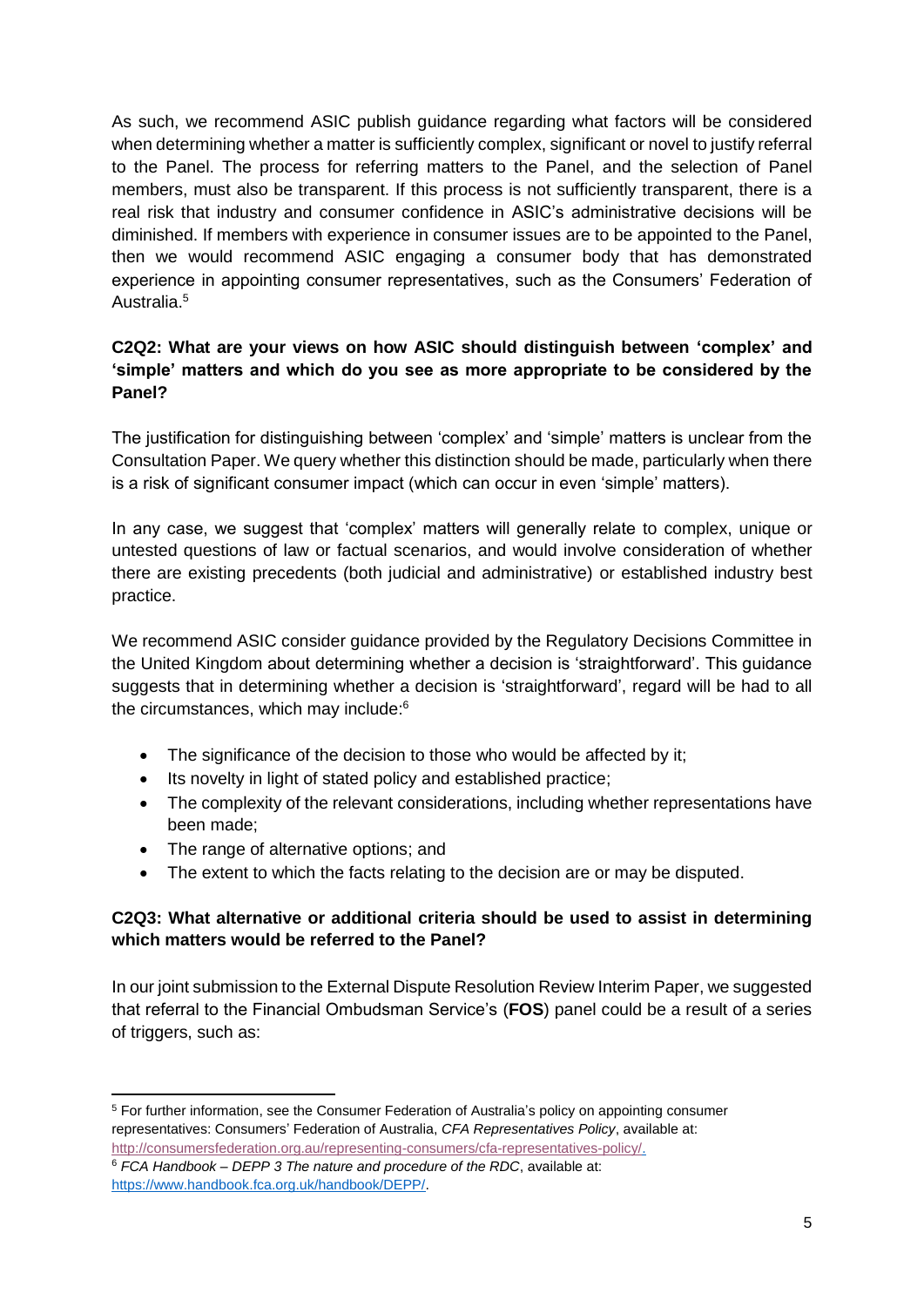As such, we recommend ASIC publish guidance regarding what factors will be considered when determining whether a matter is sufficiently complex, significant or novel to justify referral to the Panel. The process for referring matters to the Panel, and the selection of Panel members, must also be transparent. If this process is not sufficiently transparent, there is a real risk that industry and consumer confidence in ASIC's administrative decisions will be diminished. If members with experience in consumer issues are to be appointed to the Panel, then we would recommend ASIC engaging a consumer body that has demonstrated experience in appointing consumer representatives, such as the Consumers' Federation of Australia.[5]

**C2Q2: What are your views on how ASIC should distinguish between 'complex' and 'simple' matters and which do you see as more appropriate to be considered by the Panel?**

The justification for distinguishing between 'complex' and 'simple' matters is unclear from the Consultation Paper. We query whether this distinction should be made, particularly when there is a risk of significant consumer impact (which can occur in even 'simple' matters).

In any case, we suggest that 'complex' matters will generally relate to complex, unique or untested questions of law or factual scenarios, and would involve consideration of whether there are existing precedents (both judicial and administrative) or established industry best practice.

We recommend ASIC consider guidance provided by the Regulatory Decisions Committee in the United Kingdom about determining whether a decision is 'straightforward'. This guidance suggests that in determining whether a decision is 'straightforward', regard will be had to all the circumstances, which may include:[6]

- The significance of the decision to those who would be affected by it;
- Its novelty in light of stated policy and established practice;
- The complexity of the relevant considerations, including whether representations have been made;
- The range of alternative options; and
- The extent to which the facts relating to the decision are or may be disputed.

**C2Q3: What alternative or additional criteria should be used to assist in determining which matters would be referred to the Panel?**

In our joint submission to the External Dispute Resolution Review Interim Paper, we suggested that referral to the Financial Ombudsman Service's (**FOS**) panel could be a result of a series of triggers, such as:

---

[5] For further information, see the Consumer Federation of Australia's policy on appointing consumer representatives: Consumers' Federation of Australia, *CFA Representatives Policy*, available at: http://consumersfederation.org.au/representing-consumers/cfa-representatives-policy/.

[6] *FCA Handbook – DEPP 3 The nature and procedure of the RDC*, available at: https://www.handbook.fca.org.uk/handbook/DEPP/.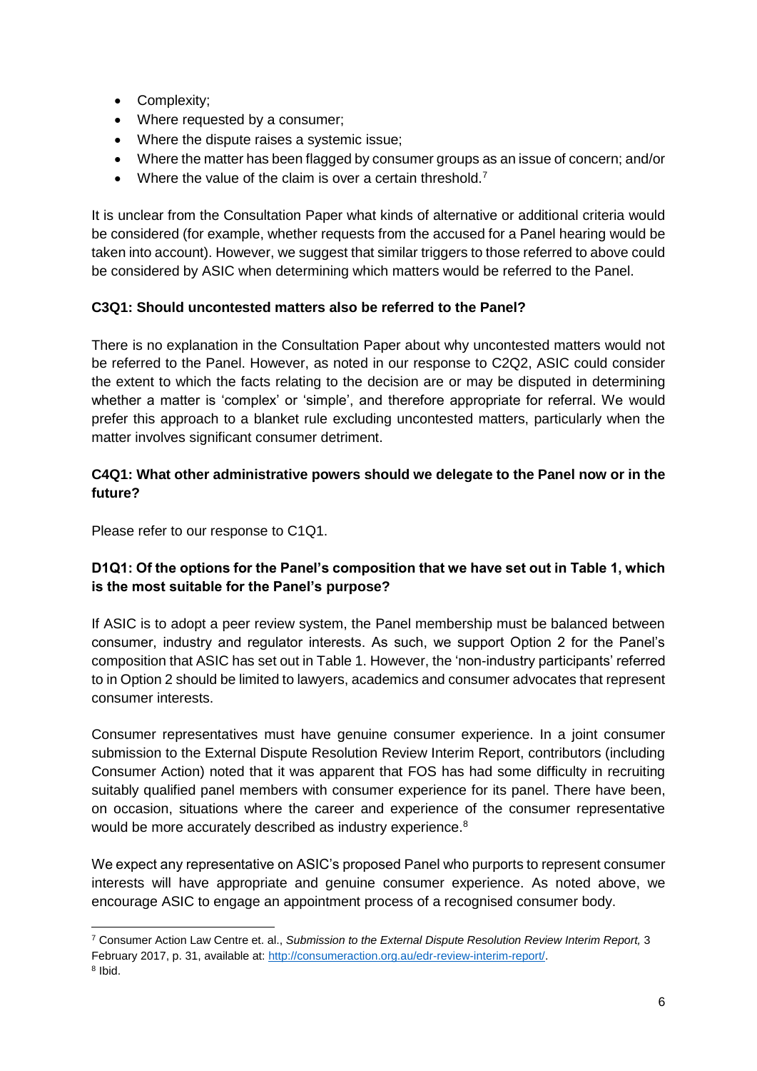- Complexity;
- Where requested by a consumer;
- Where the dispute raises a systemic issue;
- Where the matter has been flagged by consumer groups as an issue of concern; and/or
- Where the value of the claim is over a certain threshold.[7]

It is unclear from the Consultation Paper what kinds of alternative or additional criteria would be considered (for example, whether requests from the accused for a Panel hearing would be taken into account). However, we suggest that similar triggers to those referred to above could be considered by ASIC when determining which matters would be referred to the Panel.

**C3Q1: Should uncontested matters also be referred to the Panel?**

There is no explanation in the Consultation Paper about why uncontested matters would not be referred to the Panel. However, as noted in our response to C2Q2, ASIC could consider the extent to which the facts relating to the decision are or may be disputed in determining whether a matter is 'complex' or 'simple', and therefore appropriate for referral. We would prefer this approach to a blanket rule excluding uncontested matters, particularly when the matter involves significant consumer detriment.

**C4Q1: What other administrative powers should we delegate to the Panel now or in the future?**

Please refer to our response to C1Q1.

**D1Q1: Of the options for the Panel's composition that we have set out in Table 1, which is the most suitable for the Panel's purpose?**

If ASIC is to adopt a peer review system, the Panel membership must be balanced between consumer, industry and regulator interests. As such, we support Option 2 for the Panel's composition that ASIC has set out in Table 1. However, the 'non-industry participants' referred to in Option 2 should be limited to lawyers, academics and consumer advocates that represent consumer interests.

Consumer representatives must have genuine consumer experience. In a joint consumer submission to the External Dispute Resolution Review Interim Report, contributors (including Consumer Action) noted that it was apparent that FOS has had some difficulty in recruiting suitably qualified panel members with consumer experience for its panel. There have been, on occasion, situations where the career and experience of the consumer representative would be more accurately described as industry experience.[8]

We expect any representative on ASIC's proposed Panel who purports to represent consumer interests will have appropriate and genuine consumer experience. As noted above, we encourage ASIC to engage an appointment process of a recognised consumer body.

---

[7] Consumer Action Law Centre et. al., *Submission to the External Dispute Resolution Review Interim Report,* 3 February 2017, p. 31, available at: http://consumeraction.org.au/edr-review-interim-report/.

[8] Ibid.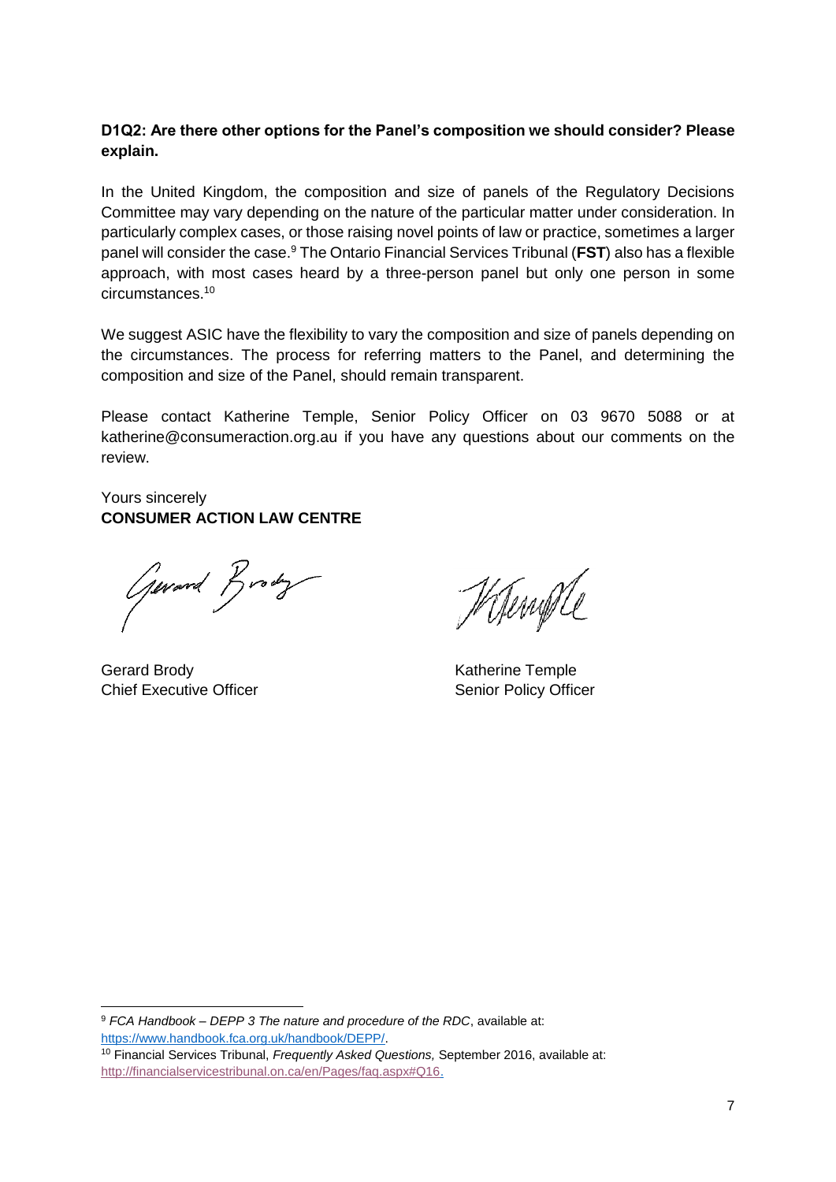**D1Q2: Are there other options for the Panel's composition we should consider? Please explain.**

In the United Kingdom, the composition and size of panels of the Regulatory Decisions Committee may vary depending on the nature of the particular matter under consideration. In particularly complex cases, or those raising novel points of law or practice, sometimes a larger panel will consider the case.[9] The Ontario Financial Services Tribunal (**FST**) also has a flexible approach, with most cases heard by a three-person panel but only one person in some circumstances.[10]

We suggest ASIC have the flexibility to vary the composition and size of panels depending on the circumstances. The process for referring matters to the Panel, and determining the composition and size of the Panel, should remain transparent.

Please contact Katherine Temple, Senior Policy Officer on 03 9670 5088 or at katherine@consumeraction.org.au if you have any questions about our comments on the review.

Yours sincerely
**CONSUMER ACTION LAW CENTRE**

Gerard Brody
Chief Executive Officer

Katherine Temple
Senior Policy Officer

---

[9] *FCA Handbook – DEPP 3 The nature and procedure of the RDC*, available at: https://www.handbook.fca.org.uk/handbook/DEPP/.

[10] Financial Services Tribunal, *Frequently Asked Questions,* September 2016, available at: http://financialservicestribunal.on.ca/en/Pages/faq.aspx#Q16.